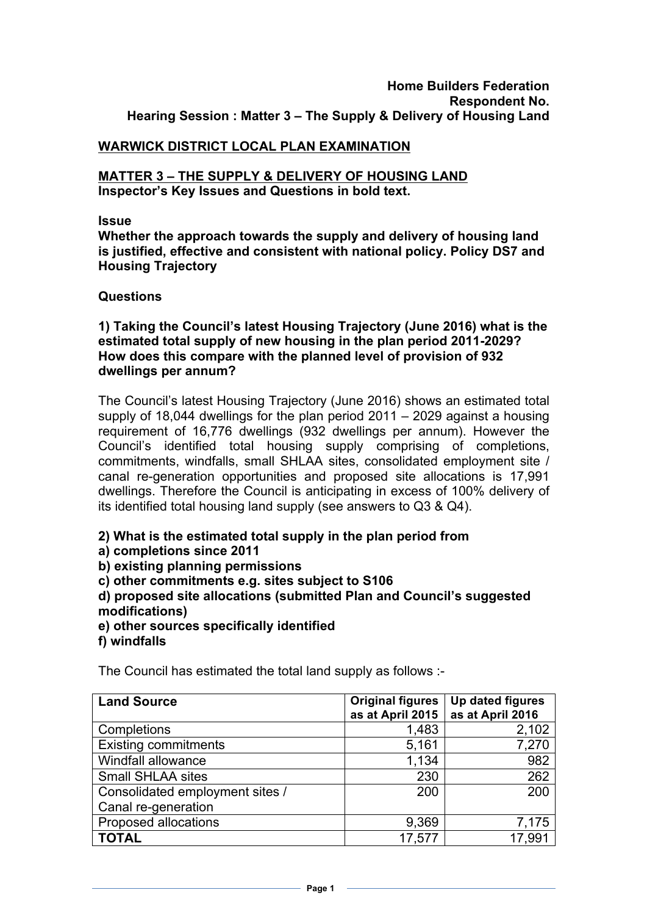**Home Builders Federation**
**Respondent No.**
**Hearing Session : Matter 3 – The Supply & Delivery of Housing Land**

## WARWICK DISTRICT LOCAL PLAN EXAMINATION

## MATTER 3 – THE SUPPLY & DELIVERY OF HOUSING LAND

**Inspector's Key Issues and Questions in bold text.**

**Issue**

**Whether the approach towards the supply and delivery of housing land is justified, effective and consistent with national policy. Policy DS7 and Housing Trajectory**

**Questions**

**1) Taking the Council's latest Housing Trajectory (June 2016) what is the estimated total supply of new housing in the plan period 2011-2029? How does this compare with the planned level of provision of 932 dwellings per annum?**

The Council's latest Housing Trajectory (June 2016) shows an estimated total supply of 18,044 dwellings for the plan period 2011 – 2029 against a housing requirement of 16,776 dwellings (932 dwellings per annum). However the Council's identified total housing supply comprising of completions, commitments, windfalls, small SHLAA sites, consolidated employment site / canal re-generation opportunities and proposed site allocations is 17,991 dwellings. Therefore the Council is anticipating in excess of 100% delivery of its identified total housing land supply (see answers to Q3 & Q4).

**2) What is the estimated total supply in the plan period from**
**a) completions since 2011**
**b) existing planning permissions**
**c) other commitments e.g. sites subject to S106**
**d) proposed site allocations (submitted Plan and Council's suggested modifications)**
**e) other sources specifically identified**
**f) windfalls**

The Council has estimated the total land supply as follows :-

| Land Source | Original figures as at April 2015 | Up dated figures as at April 2016 |
|---|---|---|
| Completions | 1,483 | 2,102 |
| Existing commitments | 5,161 | 7,270 |
| Windfall allowance | 1,134 | 982 |
| Small SHLAA sites | 230 | 262 |
| Consolidated employment sites / Canal re-generation | 200 | 200 |
| Proposed allocations | 9,369 | 7,175 |
| **TOTAL** | 17,577 | 17,991 |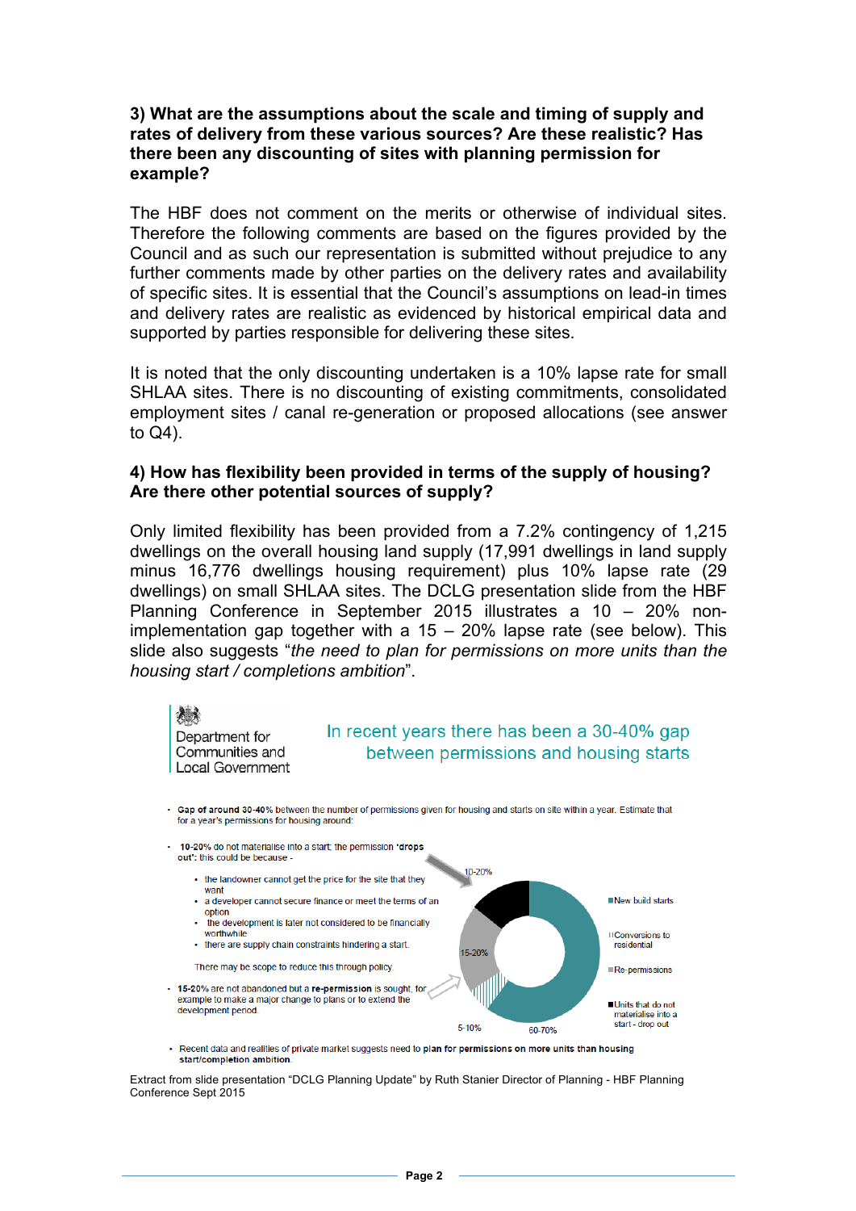### 3) What are the assumptions about the scale and timing of supply and rates of delivery from these various sources? Are these realistic? Has there been any discounting of sites with planning permission for example?

The HBF does not comment on the merits or otherwise of individual sites. Therefore the following comments are based on the figures provided by the Council and as such our representation is submitted without prejudice to any further comments made by other parties on the delivery rates and availability of specific sites. It is essential that the Council's assumptions on lead-in times and delivery rates are realistic as evidenced by historical empirical data and supported by parties responsible for delivering these sites.

It is noted that the only discounting undertaken is a 10% lapse rate for small SHLAA sites. There is no discounting of existing commitments, consolidated employment sites / canal re-generation or proposed allocations (see answer to Q4).

### 4) How has flexibility been provided in terms of the supply of housing? Are there other potential sources of supply?

Only limited flexibility has been provided from a 7.2% contingency of 1,215 dwellings on the overall housing land supply (17,991 dwellings in land supply minus 16,776 dwellings housing requirement) plus 10% lapse rate (29 dwellings) on small SHLAA sites. The DCLG presentation slide from the HBF Planning Conference in September 2015 illustrates a 10 – 20% non-implementation gap together with a 15 – 20% lapse rate (see below). This slide also suggests "*the need to plan for permissions on more units than the housing start / completions ambition*".

Department for Communities and Local Government

In recent years there has been a 30-40% gap between permissions and housing starts

- **Gap of around 30-40%** between the number of permissions given for housing and starts on site within a year. Estimate that for a year's permissions for housing around:
- **10-20%** do not materialise into a start; the permission **'drops out'**: this could be because -
  - the landowner cannot get the price for the site that they want
  - a developer cannot secure finance or meet the terms of an option
  - the development is later not considered to be financially worthwhile
  - there are supply chain constraints hindering a start.

  There may be scope to reduce this through policy.
- **15-20%** are not abandoned but a **re-permission** is sought, for example to make a major change to plans or to extend the development period.

10-20% | 15-20% | 5-10% | 60-70%

■ New build starts
■ Conversions to residential
■ Re-permissions
■ Units that do not materialise into a start - drop out

- Recent data and realities of private market suggests need to **plan for permissions on more units than housing start/completion ambition**.

Extract from slide presentation "DCLG Planning Update" by Ruth Stanier Director of Planning - HBF Planning Conference Sept 2015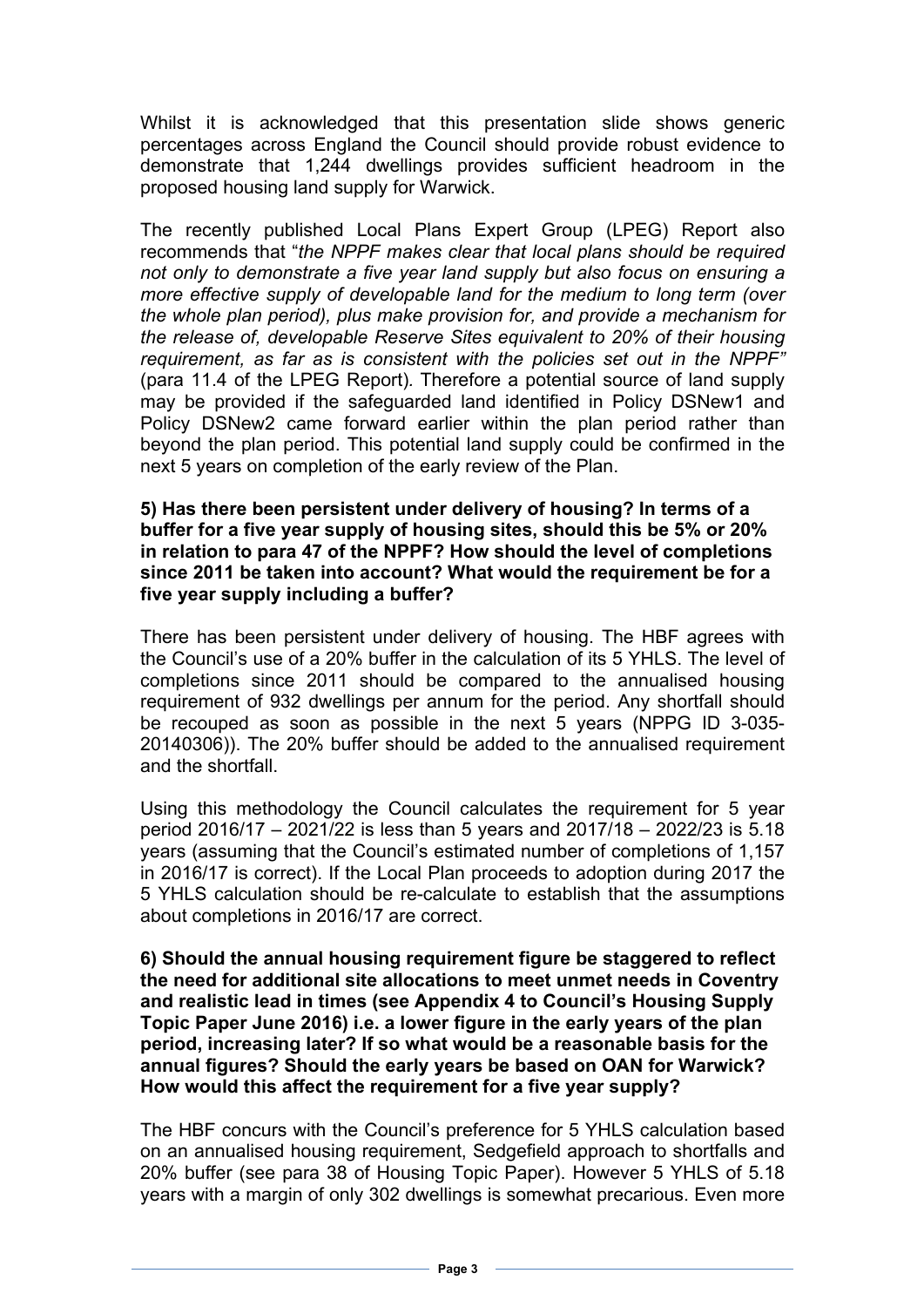Whilst it is acknowledged that this presentation slide shows generic percentages across England the Council should provide robust evidence to demonstrate that 1,244 dwellings provides sufficient headroom in the proposed housing land supply for Warwick.

The recently published Local Plans Expert Group (LPEG) Report also recommends that "*the NPPF makes clear that local plans should be required not only to demonstrate a five year land supply but also focus on ensuring a more effective supply of developable land for the medium to long term (over the whole plan period), plus make provision for, and provide a mechanism for the release of, developable Reserve Sites equivalent to 20% of their housing requirement, as far as is consistent with the policies set out in the NPPF"* (para 11.4 of the LPEG Report). Therefore a potential source of land supply may be provided if the safeguarded land identified in Policy DSNew1 and Policy DSNew2 came forward earlier within the plan period rather than beyond the plan period. This potential land supply could be confirmed in the next 5 years on completion of the early review of the Plan.

**5) Has there been persistent under delivery of housing? In terms of a buffer for a five year supply of housing sites, should this be 5% or 20% in relation to para 47 of the NPPF? How should the level of completions since 2011 be taken into account? What would the requirement be for a five year supply including a buffer?**

There has been persistent under delivery of housing. The HBF agrees with the Council's use of a 20% buffer in the calculation of its 5 YHLS. The level of completions since 2011 should be compared to the annualised housing requirement of 932 dwellings per annum for the period. Any shortfall should be recouped as soon as possible in the next 5 years (NPPG ID 3-035-20140306)). The 20% buffer should be added to the annualised requirement and the shortfall.

Using this methodology the Council calculates the requirement for 5 year period 2016/17 – 2021/22 is less than 5 years and 2017/18 – 2022/23 is 5.18 years (assuming that the Council's estimated number of completions of 1,157 in 2016/17 is correct). If the Local Plan proceeds to adoption during 2017 the 5 YHLS calculation should be re-calculate to establish that the assumptions about completions in 2016/17 are correct.

**6) Should the annual housing requirement figure be staggered to reflect the need for additional site allocations to meet unmet needs in Coventry and realistic lead in times (see Appendix 4 to Council's Housing Supply Topic Paper June 2016) i.e. a lower figure in the early years of the plan period, increasing later? If so what would be a reasonable basis for the annual figures? Should the early years be based on OAN for Warwick? How would this affect the requirement for a five year supply?**

The HBF concurs with the Council's preference for 5 YHLS calculation based on an annualised housing requirement, Sedgefield approach to shortfalls and 20% buffer (see para 38 of Housing Topic Paper). However 5 YHLS of 5.18 years with a margin of only 302 dwellings is somewhat precarious. Even more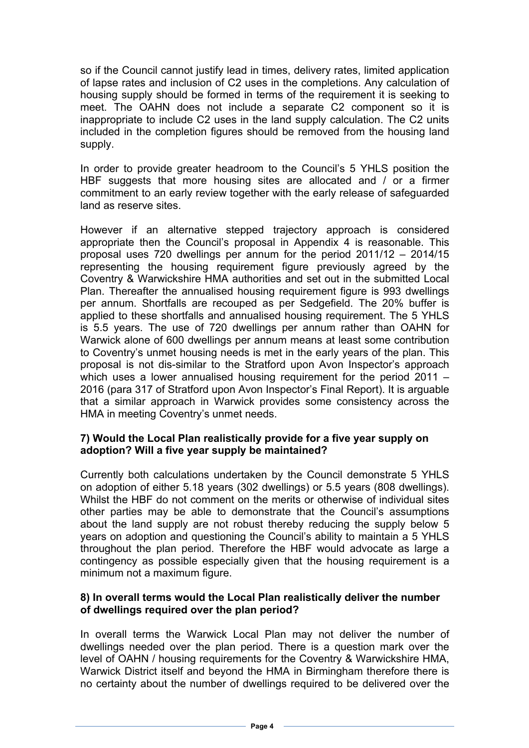so if the Council cannot justify lead in times, delivery rates, limited application of lapse rates and inclusion of C2 uses in the completions. Any calculation of housing supply should be formed in terms of the requirement it is seeking to meet. The OAHN does not include a separate C2 component so it is inappropriate to include C2 uses in the land supply calculation. The C2 units included in the completion figures should be removed from the housing land supply.

In order to provide greater headroom to the Council's 5 YHLS position the HBF suggests that more housing sites are allocated and / or a firmer commitment to an early review together with the early release of safeguarded land as reserve sites.

However if an alternative stepped trajectory approach is considered appropriate then the Council's proposal in Appendix 4 is reasonable. This proposal uses 720 dwellings per annum for the period 2011/12 – 2014/15 representing the housing requirement figure previously agreed by the Coventry & Warwickshire HMA authorities and set out in the submitted Local Plan. Thereafter the annualised housing requirement figure is 993 dwellings per annum. Shortfalls are recouped as per Sedgefield. The 20% buffer is applied to these shortfalls and annualised housing requirement. The 5 YHLS is 5.5 years. The use of 720 dwellings per annum rather than OAHN for Warwick alone of 600 dwellings per annum means at least some contribution to Coventry's unmet housing needs is met in the early years of the plan. This proposal is not dis-similar to the Stratford upon Avon Inspector's approach which uses a lower annualised housing requirement for the period 2011 – 2016 (para 317 of Stratford upon Avon Inspector's Final Report). It is arguable that a similar approach in Warwick provides some consistency across the HMA in meeting Coventry's unmet needs.

**7) Would the Local Plan realistically provide for a five year supply on adoption? Will a five year supply be maintained?**

Currently both calculations undertaken by the Council demonstrate 5 YHLS on adoption of either 5.18 years (302 dwellings) or 5.5 years (808 dwellings). Whilst the HBF do not comment on the merits or otherwise of individual sites other parties may be able to demonstrate that the Council's assumptions about the land supply are not robust thereby reducing the supply below 5 years on adoption and questioning the Council's ability to maintain a 5 YHLS throughout the plan period. Therefore the HBF would advocate as large a contingency as possible especially given that the housing requirement is a minimum not a maximum figure.

**8) In overall terms would the Local Plan realistically deliver the number of dwellings required over the plan period?**

In overall terms the Warwick Local Plan may not deliver the number of dwellings needed over the plan period. There is a question mark over the level of OAHN / housing requirements for the Coventry & Warwickshire HMA, Warwick District itself and beyond the HMA in Birmingham therefore there is no certainty about the number of dwellings required to be delivered over the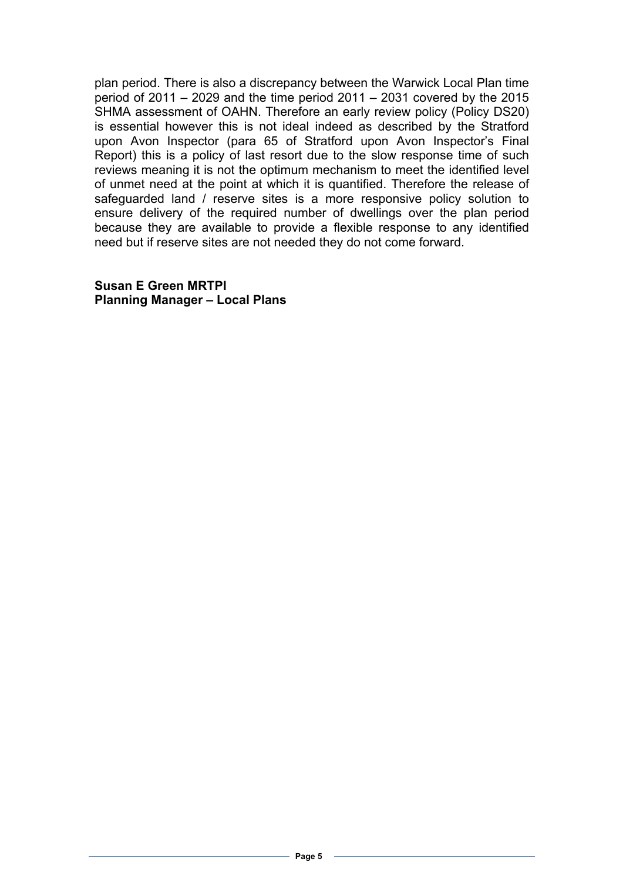plan period. There is also a discrepancy between the Warwick Local Plan time period of 2011 – 2029 and the time period 2011 – 2031 covered by the 2015 SHMA assessment of OAHN. Therefore an early review policy (Policy DS20) is essential however this is not ideal indeed as described by the Stratford upon Avon Inspector (para 65 of Stratford upon Avon Inspector's Final Report) this is a policy of last resort due to the slow response time of such reviews meaning it is not the optimum mechanism to meet the identified level of unmet need at the point at which it is quantified. Therefore the release of safeguarded land / reserve sites is a more responsive policy solution to ensure delivery of the required number of dwellings over the plan period because they are available to provide a flexible response to any identified need but if reserve sites are not needed they do not come forward.

**Susan E Green MRTPI**
**Planning Manager – Local Plans**